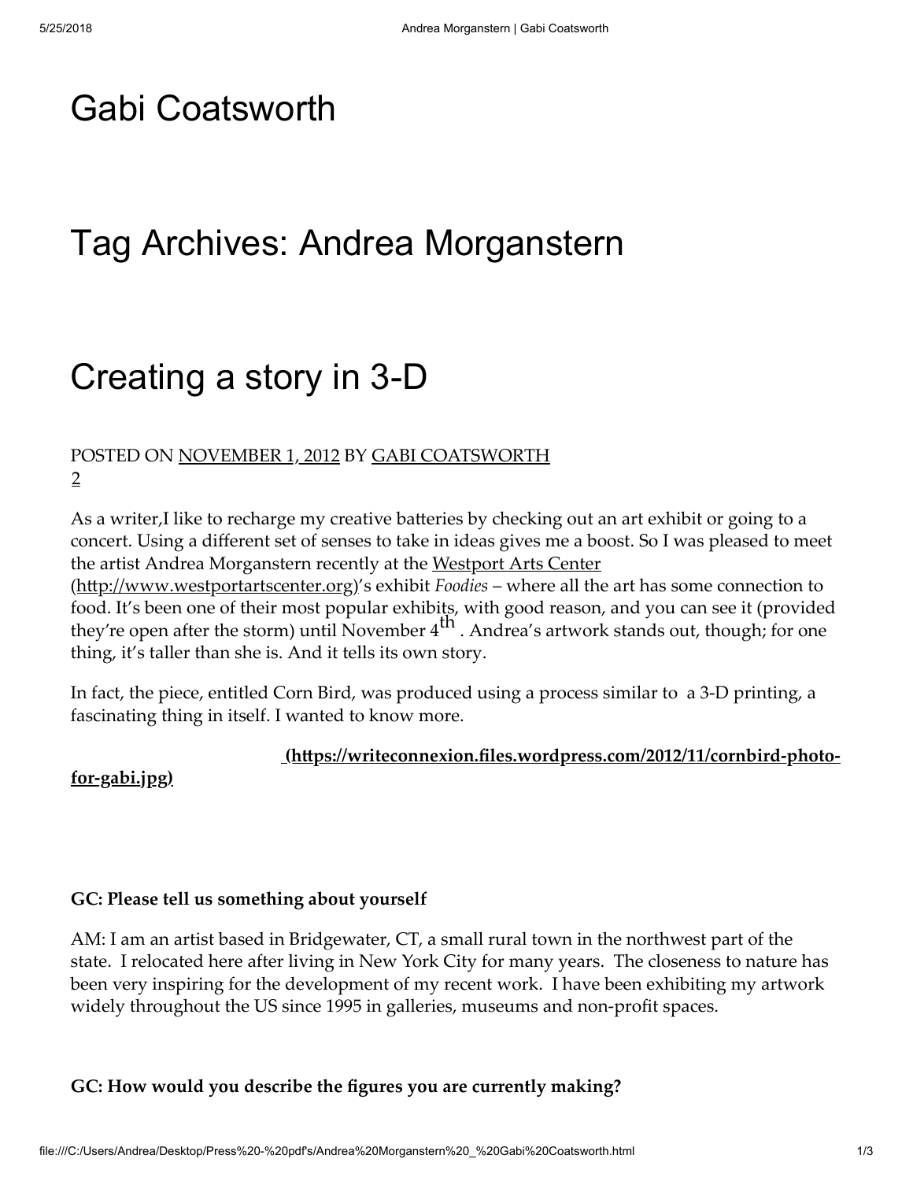# Gabi Coatsworth

## Tag Archives: Andrea Morganstern

## Creating a story in 3-D

POSTED ON NOVEMBER 1, 2012 BY GABI COATSWORTH
2

As a writer,I like to recharge my creative batteries by checking out an art exhibit or going to a concert. Using a different set of senses to take in ideas gives me a boost. So I was pleased to meet the artist Andrea Morganstern recently at the Westport Arts Center (http://www.westportartscenter.org)'s exhibit *Foodies* – where all the art has some connection to food. It's been one of their most popular exhibits, with good reason, and you can see it (provided they're open after the storm) until November 4th . Andrea's artwork stands out, though; for one thing, it's taller than she is. And it tells its own story.

In fact, the piece, entitled Corn Bird, was produced using a process similar to a 3-D printing, a fascinating thing in itself. I wanted to know more.

**(https://writeconnexion.files.wordpress.com/2012/11/cornbird-photo-for-gabi.jpg)**

**GC: Please tell us something about yourself**

AM: I am an artist based in Bridgewater, CT, a small rural town in the northwest part of the state. I relocated here after living in New York City for many years. The closeness to nature has been very inspiring for the development of my recent work. I have been exhibiting my artwork widely throughout the US since 1995 in galleries, museums and non-profit spaces.

**GC: How would you describe the figures you are currently making?**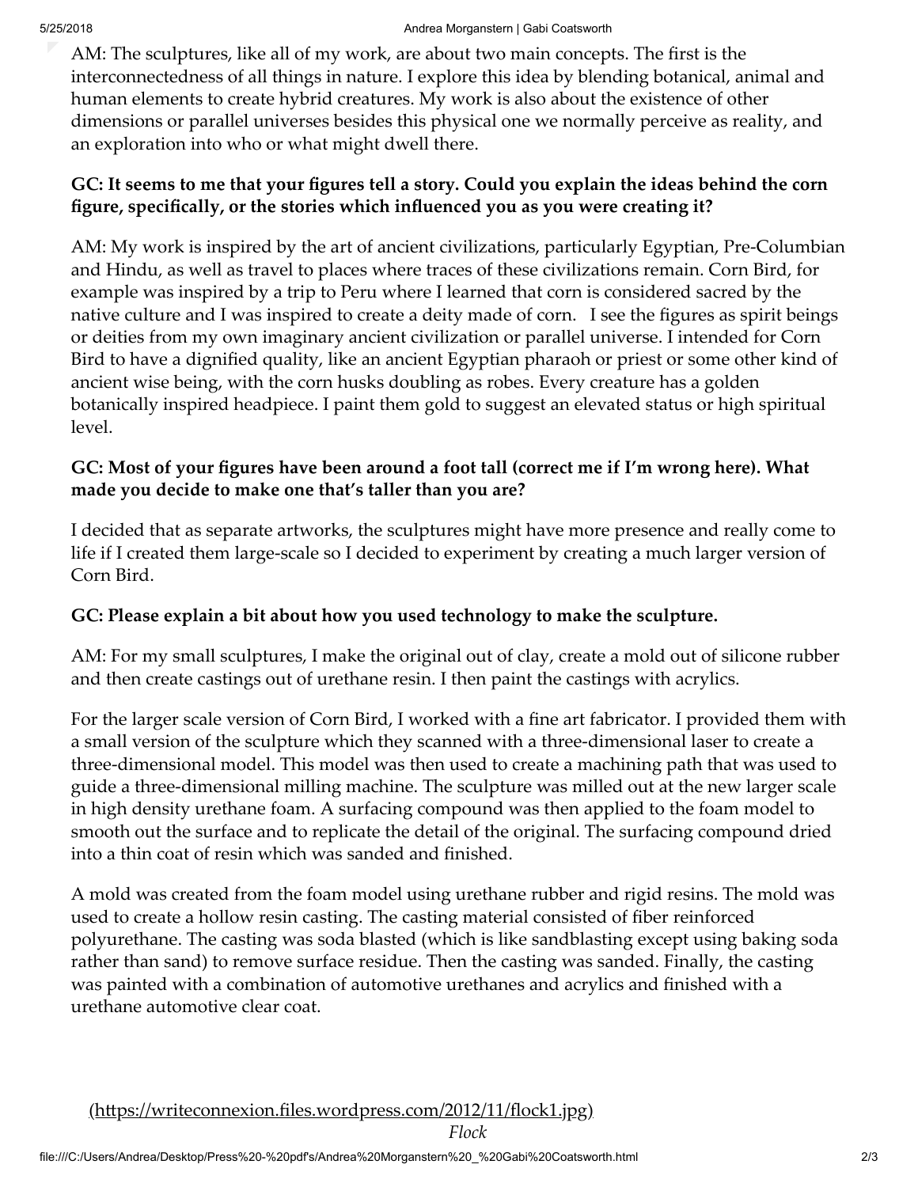AM: The sculptures, like all of my work, are about two main concepts. The first is the interconnectedness of all things in nature. I explore this idea by blending botanical, animal and human elements to create hybrid creatures. My work is also about the existence of other dimensions or parallel universes besides this physical one we normally perceive as reality, and an exploration into who or what might dwell there.

**GC: It seems to me that your figures tell a story. Could you explain the ideas behind the corn figure, specifically, or the stories which influenced you as you were creating it?**

AM: My work is inspired by the art of ancient civilizations, particularly Egyptian, Pre-Columbian and Hindu, as well as travel to places where traces of these civilizations remain. Corn Bird, for example was inspired by a trip to Peru where I learned that corn is considered sacred by the native culture and I was inspired to create a deity made of corn.   I see the figures as spirit beings or deities from my own imaginary ancient civilization or parallel universe. I intended for Corn Bird to have a dignified quality, like an ancient Egyptian pharaoh or priest or some other kind of ancient wise being, with the corn husks doubling as robes. Every creature has a golden botanically inspired headpiece. I paint them gold to suggest an elevated status or high spiritual level.

**GC: Most of your figures have been around a foot tall (correct me if I'm wrong here). What made you decide to make one that's taller than you are?**

I decided that as separate artworks, the sculptures might have more presence and really come to life if I created them large-scale so I decided to experiment by creating a much larger version of Corn Bird.

**GC: Please explain a bit about how you used technology to make the sculpture.**

AM: For my small sculptures, I make the original out of clay, create a mold out of silicone rubber and then create castings out of urethane resin. I then paint the castings with acrylics.

For the larger scale version of Corn Bird, I worked with a fine art fabricator. I provided them with a small version of the sculpture which they scanned with a three-dimensional laser to create a three-dimensional model. This model was then used to create a machining path that was used to guide a three-dimensional milling machine. The sculpture was milled out at the new larger scale in high density urethane foam. A surfacing compound was then applied to the foam model to smooth out the surface and to replicate the detail of the original. The surfacing compound dried into a thin coat of resin which was sanded and finished.

A mold was created from the foam model using urethane rubber and rigid resins. The mold was used to create a hollow resin casting. The casting material consisted of fiber reinforced polyurethane. The casting was soda blasted (which is like sandblasting except using baking soda rather than sand) to remove surface residue. Then the casting was sanded. Finally, the casting was painted with a combination of automotive urethanes and acrylics and finished with a urethane automotive clear coat.

(https://writeconnexion.files.wordpress.com/2012/11/flock1.jpg)

*Flock*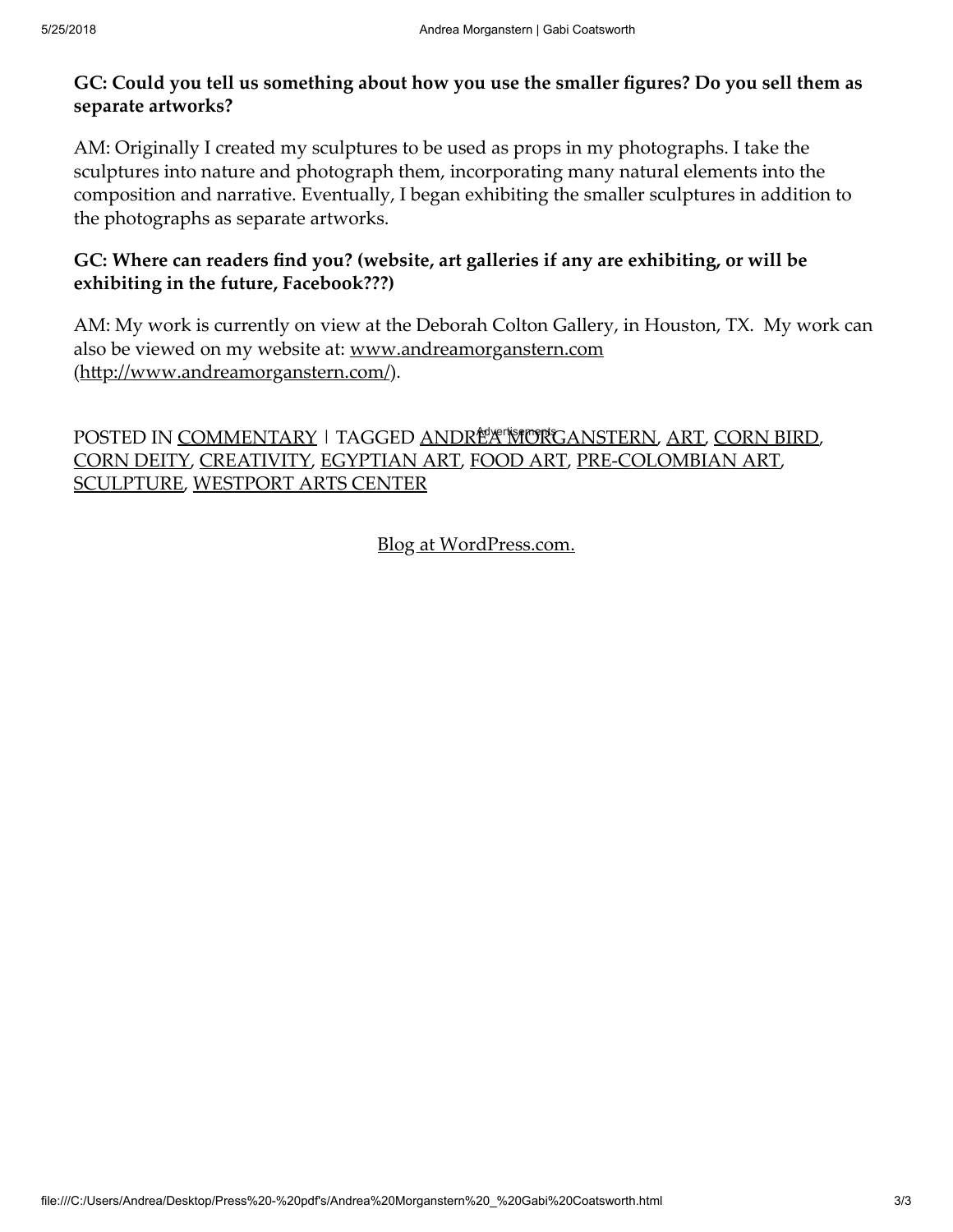**GC: Could you tell us something about how you use the smaller figures? Do you sell them as separate artworks?**

AM: Originally I created my sculptures to be used as props in my photographs. I take the sculptures into nature and photograph them, incorporating many natural elements into the composition and narrative. Eventually, I began exhibiting the smaller sculptures in addition to the photographs as separate artworks.

**GC: Where can readers find you? (website, art galleries if any are exhibiting, or will be exhibiting in the future, Facebook???)**

AM: My work is currently on view at the Deborah Colton Gallery, in Houston, TX. My work can also be viewed on my website at: www.andreamorganstern.com (http://www.andreamorganstern.com/).

POSTED IN COMMENTARY | TAGGED ANDREA MORGANSTERN, ART, CORN BIRD, CORN DEITY, CREATIVITY, EGYPTIAN ART, FOOD ART, PRE-COLOMBIAN ART, SCULPTURE, WESTPORT ARTS CENTER

Blog at WordPress.com.